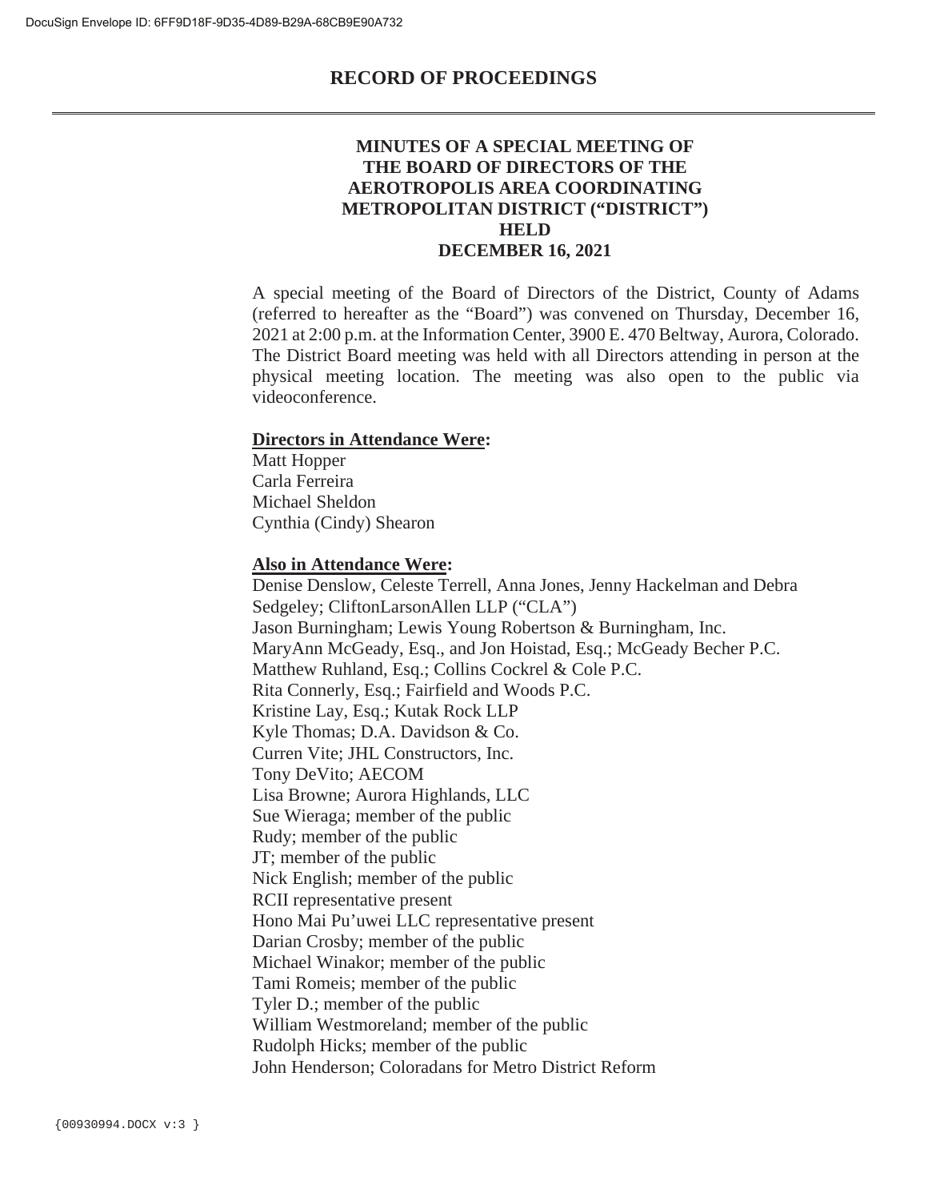# RECORD OF PROCEEDINGS

## MINUTES OF A SPECIAL MEETING OF THE BOARD OF DIRECTORS OF THE AEROTROPOLIS AREA COORDINATING METROPOLITAN DISTRICT ("DISTRICT") HELD DECEMBER 16, 2021

A special meeting of the Board of Directors of the District, County of Adams (referred to hereafter as the "Board") was convened on Thursday, December 16, 2021 at 2:00 p.m. at the Information Center, 3900 E. 470 Beltway, Aurora, Colorado. The District Board meeting was held with all Directors attending in person at the physical meeting location. The meeting was also open to the public via videoconference.

**Directors in Attendance Were:**

Matt Hopper
Carla Ferreira
Michael Sheldon
Cynthia (Cindy) Shearon

**Also in Attendance Were:**

Denise Denslow, Celeste Terrell, Anna Jones, Jenny Hackelman and Debra Sedgeley; CliftonLarsonAllen LLP ("CLA")
Jason Burningham; Lewis Young Robertson & Burningham, Inc.
MaryAnn McGeady, Esq., and Jon Hoistad, Esq.; McGeady Becher P.C.
Matthew Ruhland, Esq.; Collins Cockrel & Cole P.C.
Rita Connerly, Esq.; Fairfield and Woods P.C.
Kristine Lay, Esq.; Kutak Rock LLP
Kyle Thomas; D.A. Davidson & Co.
Curren Vite; JHL Constructors, Inc.
Tony DeVito; AECOM
Lisa Browne; Aurora Highlands, LLC
Sue Wieraga; member of the public
Rudy; member of the public
JT; member of the public
Nick English; member of the public
RCII representative present
Hono Mai Pu'uwei LLC representative present
Darian Crosby; member of the public
Michael Winakor; member of the public
Tami Romeis; member of the public
Tyler D.; member of the public
William Westmoreland; member of the public
Rudolph Hicks; member of the public
John Henderson; Coloradans for Metro District Reform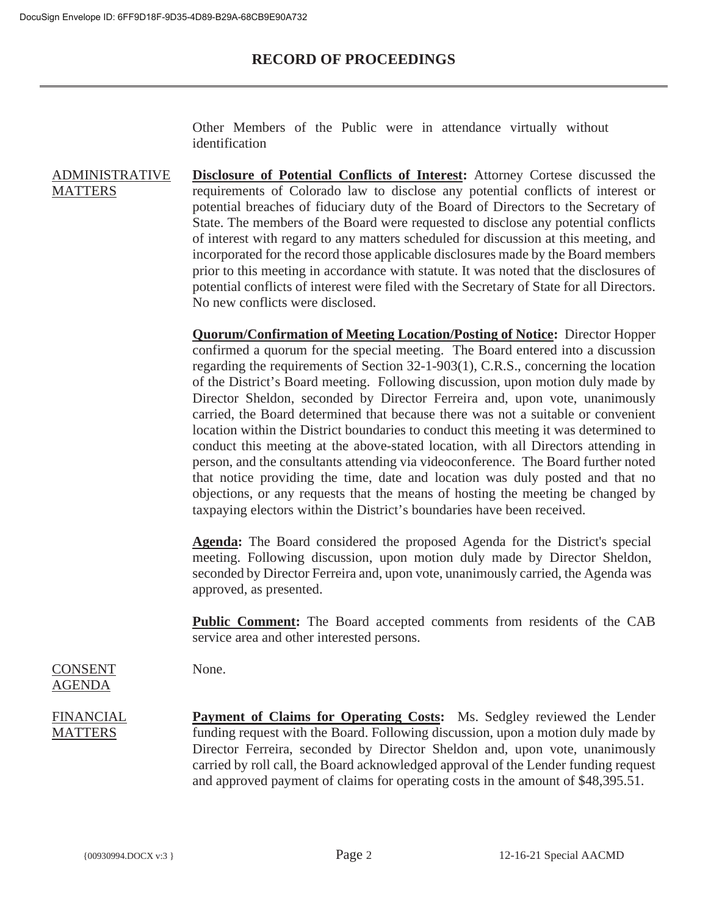# RECORD OF PROCEEDINGS

Other Members of the Public were in attendance virtually without identification

ADMINISTRATIVE MATTERS

**Disclosure of Potential Conflicts of Interest:** Attorney Cortese discussed the requirements of Colorado law to disclose any potential conflicts of interest or potential breaches of fiduciary duty of the Board of Directors to the Secretary of State. The members of the Board were requested to disclose any potential conflicts of interest with regard to any matters scheduled for discussion at this meeting, and incorporated for the record those applicable disclosures made by the Board members prior to this meeting in accordance with statute. It was noted that the disclosures of potential conflicts of interest were filed with the Secretary of State for all Directors. No new conflicts were disclosed.

**Quorum/Confirmation of Meeting Location/Posting of Notice:** Director Hopper confirmed a quorum for the special meeting. The Board entered into a discussion regarding the requirements of Section 32-1-903(1), C.R.S., concerning the location of the District's Board meeting. Following discussion, upon motion duly made by Director Sheldon, seconded by Director Ferreira and, upon vote, unanimously carried, the Board determined that because there was not a suitable or convenient location within the District boundaries to conduct this meeting it was determined to conduct this meeting at the above-stated location, with all Directors attending in person, and the consultants attending via videoconference. The Board further noted that notice providing the time, date and location was duly posted and that no objections, or any requests that the means of hosting the meeting be changed by taxpaying electors within the District's boundaries have been received.

**Agenda:** The Board considered the proposed Agenda for the District's special meeting. Following discussion, upon motion duly made by Director Sheldon, seconded by Director Ferreira and, upon vote, unanimously carried, the Agenda was approved, as presented.

**Public Comment:** The Board accepted comments from residents of the CAB service area and other interested persons.

CONSENT AGENDA

None.

FINANCIAL MATTERS

**Payment of Claims for Operating Costs:** Ms. Sedgley reviewed the Lender funding request with the Board. Following discussion, upon a motion duly made by Director Ferreira, seconded by Director Sheldon and, upon vote, unanimously carried by roll call, the Board acknowledged approval of the Lender funding request and approved payment of claims for operating costs in the amount of $48,395.51.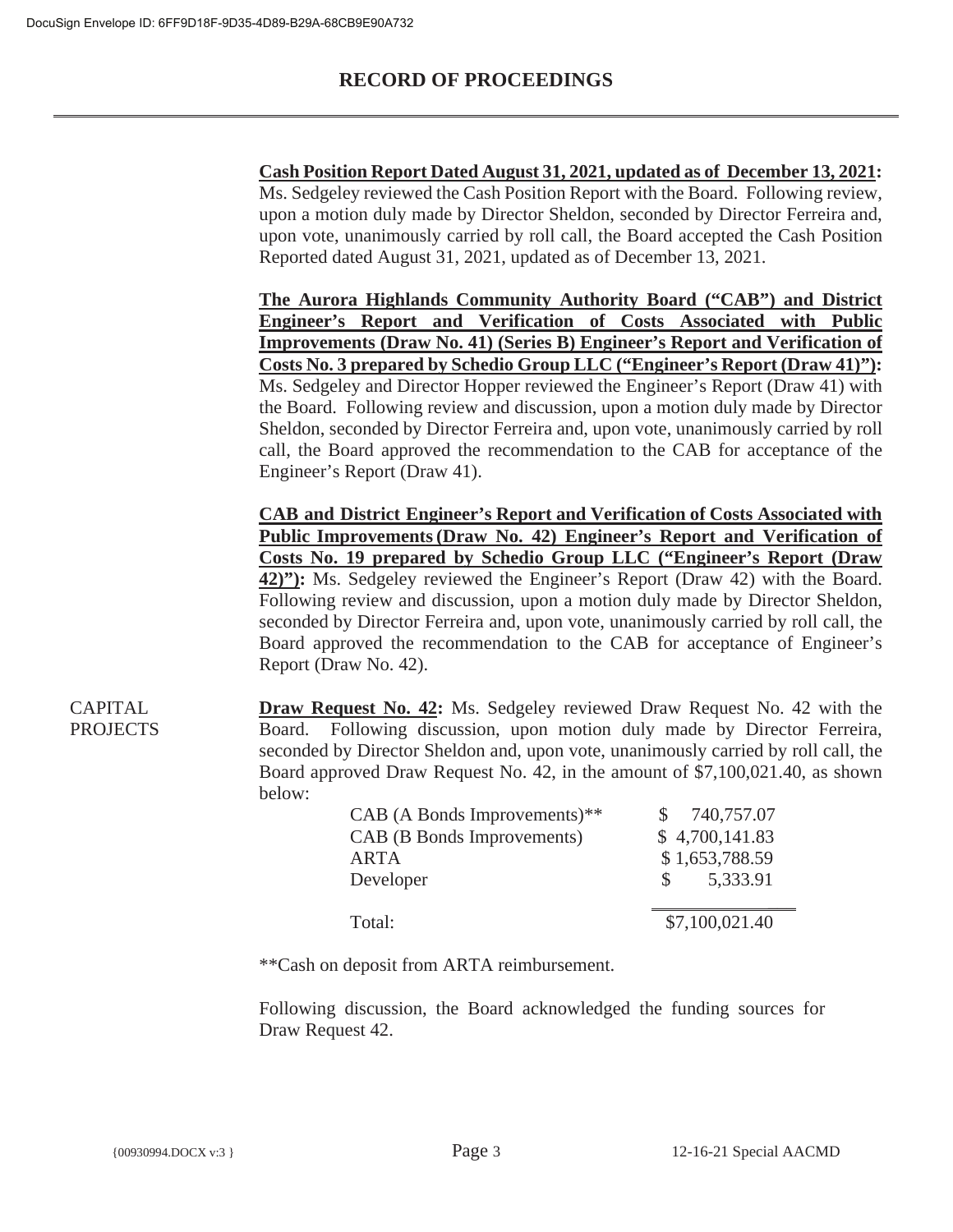**Cash Position Report Dated August 31, 2021, updated as of December 13, 2021:** Ms. Sedgeley reviewed the Cash Position Report with the Board. Following review, upon a motion duly made by Director Sheldon, seconded by Director Ferreira and, upon vote, unanimously carried by roll call, the Board accepted the Cash Position Reported dated August 31, 2021, updated as of December 13, 2021.

**The Aurora Highlands Community Authority Board ("CAB") and District Engineer's Report and Verification of Costs Associated with Public Improvements (Draw No. 41) (Series B) Engineer's Report and Verification of Costs No. 3 prepared by Schedio Group LLC ("Engineer's Report (Draw 41)"):** Ms. Sedgeley and Director Hopper reviewed the Engineer's Report (Draw 41) with the Board. Following review and discussion, upon a motion duly made by Director Sheldon, seconded by Director Ferreira and, upon vote, unanimously carried by roll call, the Board approved the recommendation to the CAB for acceptance of the Engineer's Report (Draw 41).

**CAB and District Engineer's Report and Verification of Costs Associated with Public Improvements (Draw No. 42) Engineer's Report and Verification of Costs No. 19 prepared by Schedio Group LLC ("Engineer's Report (Draw 42)"):** Ms. Sedgeley reviewed the Engineer's Report (Draw 42) with the Board. Following review and discussion, upon a motion duly made by Director Sheldon, seconded by Director Ferreira and, upon vote, unanimously carried by roll call, the Board approved the recommendation to the CAB for acceptance of Engineer's Report (Draw No. 42).

CAPITAL PROJECTS

**Draw Request No. 42:** Ms. Sedgeley reviewed Draw Request No. 42 with the Board. Following discussion, upon motion duly made by Director Ferreira, seconded by Director Sheldon and, upon vote, unanimously carried by roll call, the Board approved Draw Request No. 42, in the amount of $7,100,021.40, as shown below:

| | |
|---|---|
| CAB (A Bonds Improvements)** | $ 740,757.07 |
| CAB (B Bonds Improvements) | $ 4,700,141.83 |
| ARTA | $ 1,653,788.59 |
| Developer | $ 5,333.91 |
| Total: | $7,100,021.40 |

**Cash on deposit from ARTA reimbursement.

Following discussion, the Board acknowledged the funding sources for Draw Request 42.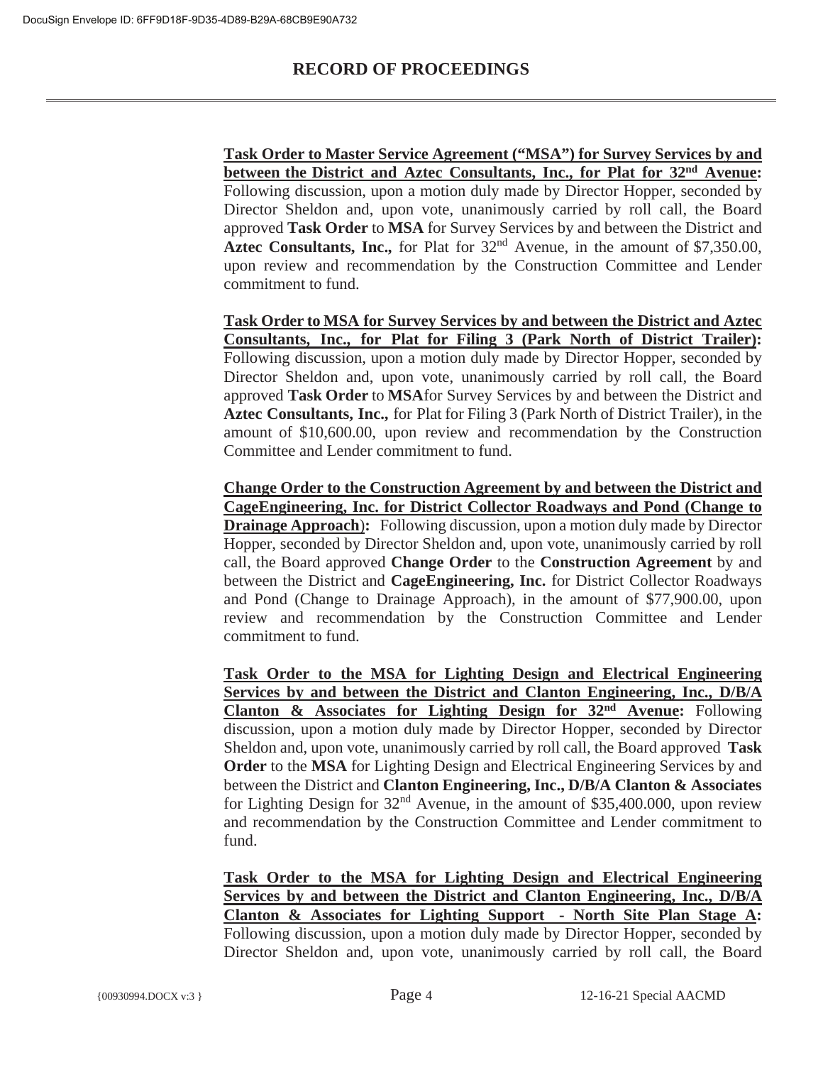# RECORD OF PROCEEDINGS

**Task Order to Master Service Agreement ("MSA") for Survey Services by and between the District and Aztec Consultants, Inc., for Plat for 32nd Avenue:** Following discussion, upon a motion duly made by Director Hopper, seconded by Director Sheldon and, upon vote, unanimously carried by roll call, the Board approved **Task Order** to **MSA** for Survey Services by and between the District and **Aztec Consultants, Inc.,** for Plat for 32nd Avenue, in the amount of $7,350.00, upon review and recommendation by the Construction Committee and Lender commitment to fund.

**Task Order to MSA for Survey Services by and between the District and Aztec Consultants, Inc., for Plat for Filing 3 (Park North of District Trailer):** Following discussion, upon a motion duly made by Director Hopper, seconded by Director Sheldon and, upon vote, unanimously carried by roll call, the Board approved **Task Order** to **MSA**for Survey Services by and between the District and **Aztec Consultants, Inc.,** for Plat for Filing 3 (Park North of District Trailer), in the amount of $10,600.00, upon review and recommendation by the Construction Committee and Lender commitment to fund.

**Change Order to the Construction Agreement by and between the District and CageEngineering, Inc. for District Collector Roadways and Pond (Change to Drainage Approach):** Following discussion, upon a motion duly made by Director Hopper, seconded by Director Sheldon and, upon vote, unanimously carried by roll call, the Board approved **Change Order** to the **Construction Agreement** by and between the District and **CageEngineering, Inc.** for District Collector Roadways and Pond (Change to Drainage Approach), in the amount of $77,900.00, upon review and recommendation by the Construction Committee and Lender commitment to fund.

**Task Order to the MSA for Lighting Design and Electrical Engineering Services by and between the District and Clanton Engineering, Inc., D/B/A Clanton & Associates for Lighting Design for 32nd Avenue:** Following discussion, upon a motion duly made by Director Hopper, seconded by Director Sheldon and, upon vote, unanimously carried by roll call, the Board approved **Task Order** to the **MSA** for Lighting Design and Electrical Engineering Services by and between the District and **Clanton Engineering, Inc., D/B/A Clanton & Associates** for Lighting Design for 32nd Avenue, in the amount of $35,400.000, upon review and recommendation by the Construction Committee and Lender commitment to fund.

**Task Order to the MSA for Lighting Design and Electrical Engineering Services by and between the District and Clanton Engineering, Inc., D/B/A Clanton & Associates for Lighting Support - North Site Plan Stage A:** Following discussion, upon a motion duly made by Director Hopper, seconded by Director Sheldon and, upon vote, unanimously carried by roll call, the Board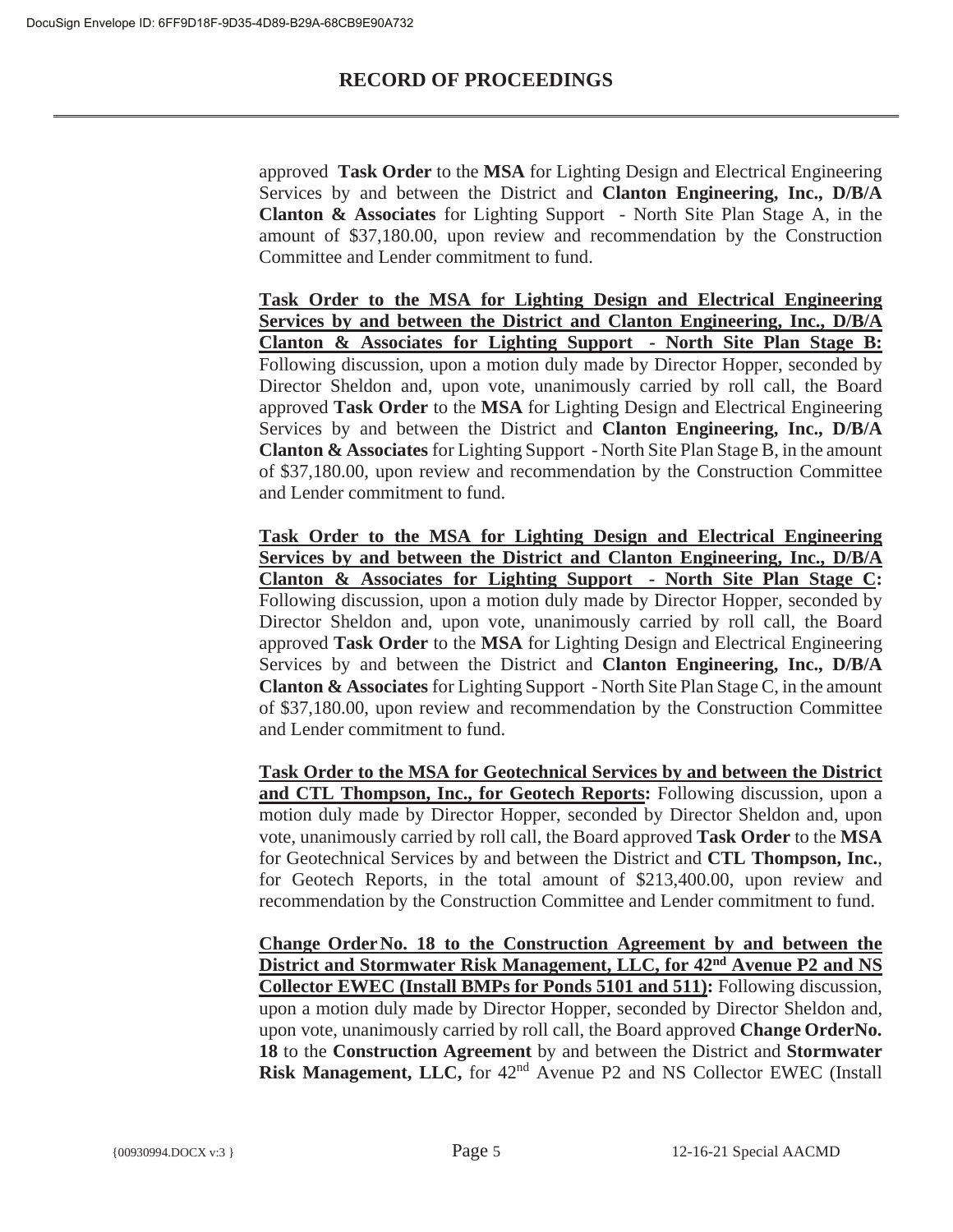approved **Task Order** to the **MSA** for Lighting Design and Electrical Engineering Services by and between the District and **Clanton Engineering, Inc., D/B/A Clanton & Associates** for Lighting Support - North Site Plan Stage A, in the amount of $37,180.00, upon review and recommendation by the Construction Committee and Lender commitment to fund.

**Task Order to the MSA for Lighting Design and Electrical Engineering Services by and between the District and Clanton Engineering, Inc., D/B/A Clanton & Associates for Lighting Support - North Site Plan Stage B:** Following discussion, upon a motion duly made by Director Hopper, seconded by Director Sheldon and, upon vote, unanimously carried by roll call, the Board approved **Task Order** to the **MSA** for Lighting Design and Electrical Engineering Services by and between the District and **Clanton Engineering, Inc., D/B/A Clanton & Associates** for Lighting Support - North Site Plan Stage B, in the amount of $37,180.00, upon review and recommendation by the Construction Committee and Lender commitment to fund.

**Task Order to the MSA for Lighting Design and Electrical Engineering Services by and between the District and Clanton Engineering, Inc., D/B/A Clanton & Associates for Lighting Support - North Site Plan Stage C:** Following discussion, upon a motion duly made by Director Hopper, seconded by Director Sheldon and, upon vote, unanimously carried by roll call, the Board approved **Task Order** to the **MSA** for Lighting Design and Electrical Engineering Services by and between the District and **Clanton Engineering, Inc., D/B/A Clanton & Associates** for Lighting Support - North Site Plan Stage C, in the amount of $37,180.00, upon review and recommendation by the Construction Committee and Lender commitment to fund.

**Task Order to the MSA for Geotechnical Services by and between the District and CTL Thompson, Inc., for Geotech Reports:** Following discussion, upon a motion duly made by Director Hopper, seconded by Director Sheldon and, upon vote, unanimously carried by roll call, the Board approved **Task Order** to the **MSA** for Geotechnical Services by and between the District and **CTL Thompson, Inc.**, for Geotech Reports, in the total amount of $213,400.00, upon review and recommendation by the Construction Committee and Lender commitment to fund.

**Change Order No. 18 to the Construction Agreement by and between the District and Stormwater Risk Management, LLC, for 42nd Avenue P2 and NS Collector EWEC (Install BMPs for Ponds 5101 and 511):** Following discussion, upon a motion duly made by Director Hopper, seconded by Director Sheldon and, upon vote, unanimously carried by roll call, the Board approved **Change Order No. 18** to the **Construction Agreement** by and between the District and **Stormwater Risk Management, LLC,** for 42nd Avenue P2 and NS Collector EWEC (Install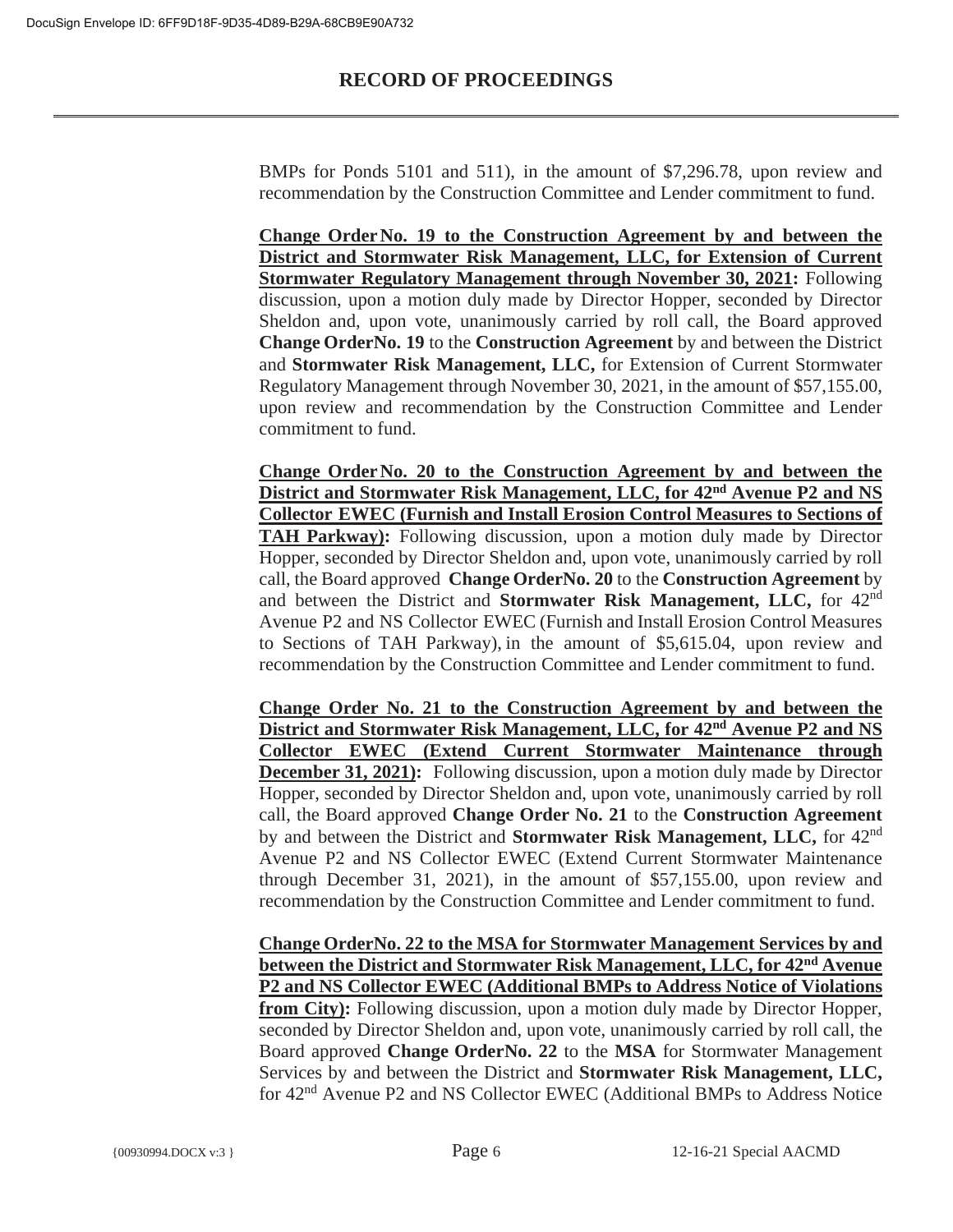BMPs for Ponds 5101 and 511), in the amount of $7,296.78, upon review and recommendation by the Construction Committee and Lender commitment to fund.

**Change Order No. 19 to the Construction Agreement by and between the District and Stormwater Risk Management, LLC, for Extension of Current Stormwater Regulatory Management through November 30, 2021:** Following discussion, upon a motion duly made by Director Hopper, seconded by Director Sheldon and, upon vote, unanimously carried by roll call, the Board approved **Change OrderNo. 19** to the **Construction Agreement** by and between the District and **Stormwater Risk Management, LLC,** for Extension of Current Stormwater Regulatory Management through November 30, 2021, in the amount of $57,155.00, upon review and recommendation by the Construction Committee and Lender commitment to fund.

**Change Order No. 20 to the Construction Agreement by and between the District and Stormwater Risk Management, LLC, for 42nd Avenue P2 and NS Collector EWEC (Furnish and Install Erosion Control Measures to Sections of TAH Parkway):** Following discussion, upon a motion duly made by Director Hopper, seconded by Director Sheldon and, upon vote, unanimously carried by roll call, the Board approved **Change OrderNo. 20** to the **Construction Agreement** by and between the District and **Stormwater Risk Management, LLC,** for 42nd Avenue P2 and NS Collector EWEC (Furnish and Install Erosion Control Measures to Sections of TAH Parkway), in the amount of $5,615.04, upon review and recommendation by the Construction Committee and Lender commitment to fund.

**Change Order No. 21 to the Construction Agreement by and between the District and Stormwater Risk Management, LLC, for 42nd Avenue P2 and NS Collector EWEC (Extend Current Stormwater Maintenance through December 31, 2021):** Following discussion, upon a motion duly made by Director Hopper, seconded by Director Sheldon and, upon vote, unanimously carried by roll call, the Board approved **Change Order No. 21** to the **Construction Agreement** by and between the District and **Stormwater Risk Management, LLC,** for 42nd Avenue P2 and NS Collector EWEC (Extend Current Stormwater Maintenance through December 31, 2021), in the amount of $57,155.00, upon review and recommendation by the Construction Committee and Lender commitment to fund.

**Change OrderNo. 22 to the MSA for Stormwater Management Services by and between the District and Stormwater Risk Management, LLC, for 42nd Avenue P2 and NS Collector EWEC (Additional BMPs to Address Notice of Violations from City):** Following discussion, upon a motion duly made by Director Hopper, seconded by Director Sheldon and, upon vote, unanimously carried by roll call, the Board approved **Change OrderNo. 22** to the **MSA** for Stormwater Management Services by and between the District and **Stormwater Risk Management, LLC,** for 42nd Avenue P2 and NS Collector EWEC (Additional BMPs to Address Notice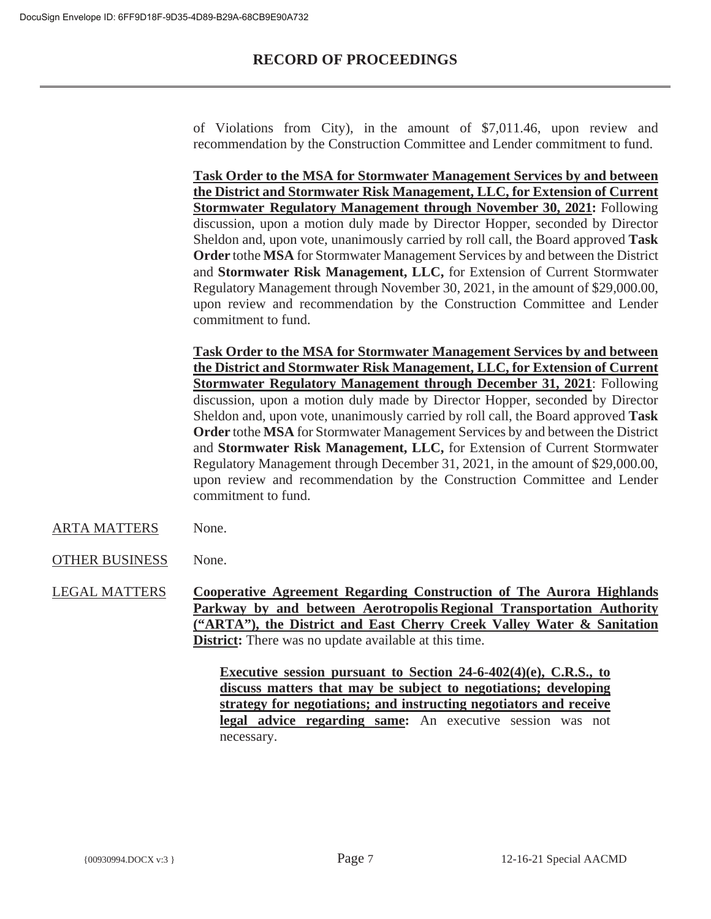of Violations from City), in the amount of $7,011.46, upon review and recommendation by the Construction Committee and Lender commitment to fund.

**Task Order to the MSA for Stormwater Management Services by and between the District and Stormwater Risk Management, LLC, for Extension of Current Stormwater Regulatory Management through November 30, 2021:** Following discussion, upon a motion duly made by Director Hopper, seconded by Director Sheldon and, upon vote, unanimously carried by roll call, the Board approved **Task Order** tothe **MSA** for Stormwater Management Services by and between the District and **Stormwater Risk Management, LLC,** for Extension of Current Stormwater Regulatory Management through November 30, 2021, in the amount of $29,000.00, upon review and recommendation by the Construction Committee and Lender commitment to fund.

**Task Order to the MSA for Stormwater Management Services by and between the District and Stormwater Risk Management, LLC, for Extension of Current Stormwater Regulatory Management through December 31, 2021**: Following discussion, upon a motion duly made by Director Hopper, seconded by Director Sheldon and, upon vote, unanimously carried by roll call, the Board approved **Task Order** tothe **MSA** for Stormwater Management Services by and between the District and **Stormwater Risk Management, LLC,** for Extension of Current Stormwater Regulatory Management through December 31, 2021, in the amount of $29,000.00, upon review and recommendation by the Construction Committee and Lender commitment to fund.

ARTA MATTERS — None.

OTHER BUSINESS — None.

LEGAL MATTERS — **Cooperative Agreement Regarding Construction of The Aurora Highlands Parkway by and between Aerotropolis Regional Transportation Authority ("ARTA"), the District and East Cherry Creek Valley Water & Sanitation District:** There was no update available at this time.

**Executive session pursuant to Section 24-6-402(4)(e), C.R.S., to discuss matters that may be subject to negotiations; developing strategy for negotiations; and instructing negotiators and receive legal advice regarding same:** An executive session was not necessary.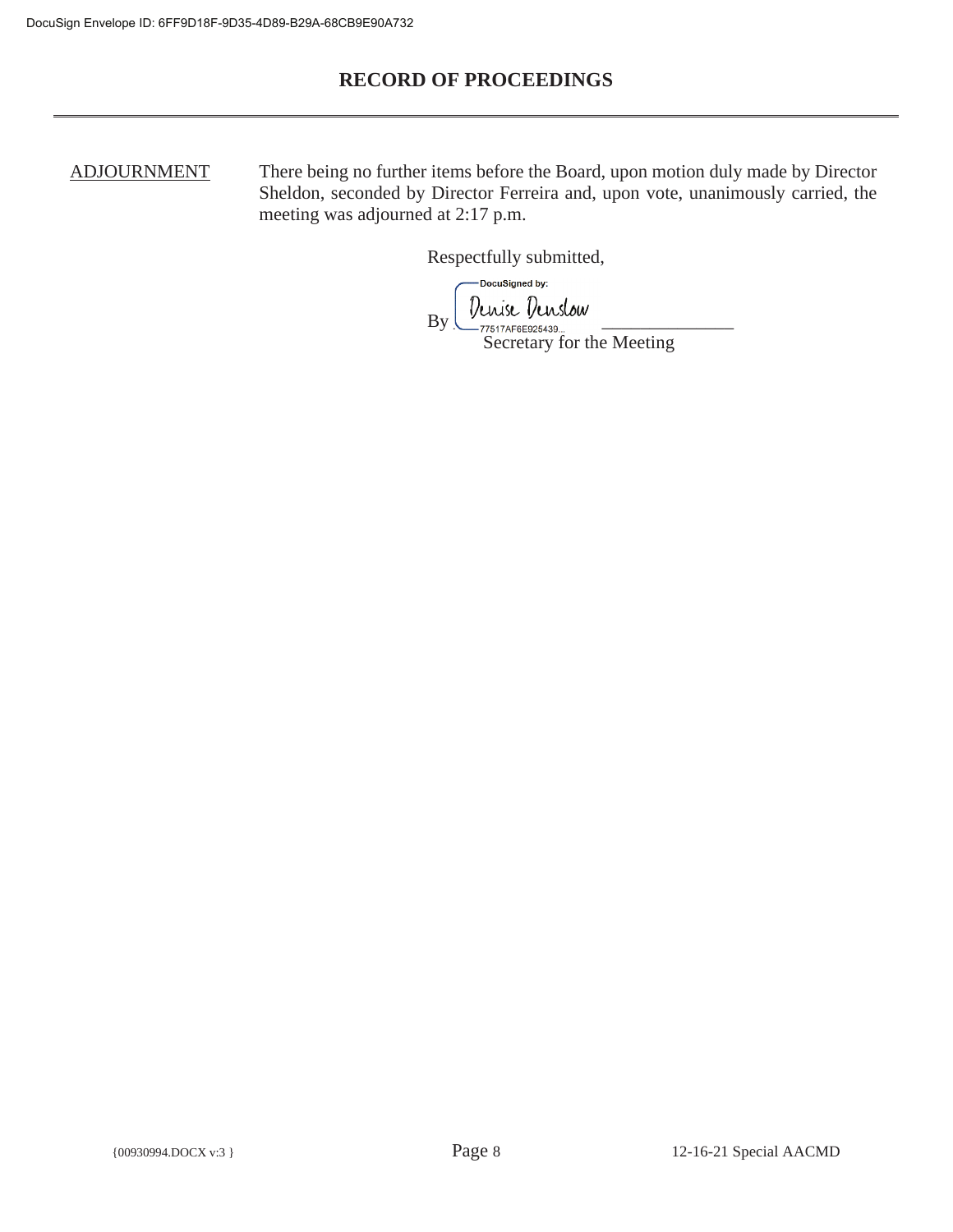# RECORD OF PROCEEDINGS

<u>ADJOURNMENT</u>

There being no further items before the Board, upon motion duly made by Director Sheldon, seconded by Director Ferreira and, upon vote, unanimously carried, the meeting was adjourned at 2:17 p.m.

Respectfully submitted,

DocuSigned by:
By Denise Denslow
77517AF6E925439...
Secretary for the Meeting

{00930994.DOCX v:3 }

12-16-21 Special AACMD